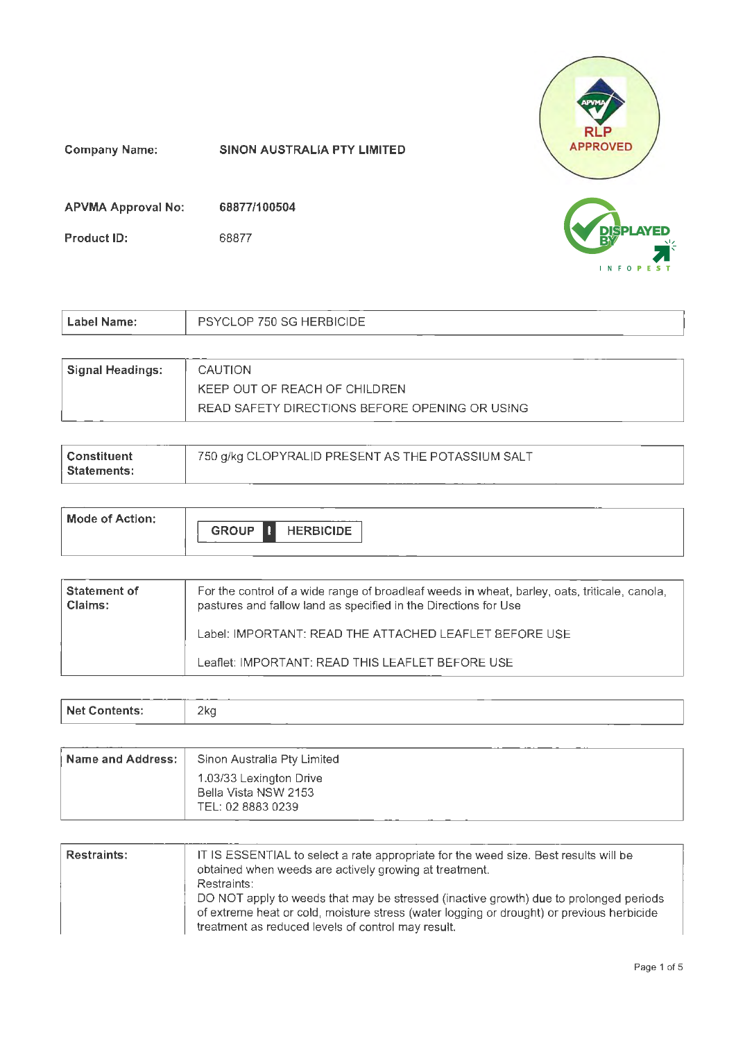Company Name: **SINON AUSTRALIA PTY LIMITED**

APVMA Approval No: **68877/100504**

Product ID: 68877

RLP APPROVED

DISPLAYED BY INFOPEST

| | |
|---|---|
| **Label Name:** | PSYCLOP 750 SG HERBICIDE |

| | |
|---|---|
| **Signal Headings:** | CAUTION<br>KEEP OUT OF REACH OF CHILDREN<br>READ SAFETY DIRECTIONS BEFORE OPENING OR USING |

| | |
|---|---|
| **Constituent Statements:** | 750 g/kg CLOPYRALID PRESENT AS THE POTASSIUM SALT |

| | |
|---|---|
| **Mode of Action:** | GROUP I HERBICIDE |

| | |
|---|---|
| **Statement of Claims:** | For the control of a wide range of broadleaf weeds in wheat, barley, oats, triticale, canola, pastures and fallow land as specified in the Directions for Use<br><br>Label: IMPORTANT: READ THE ATTACHED LEAFLET BEFORE USE<br><br>Leaflet: IMPORTANT: READ THIS LEAFLET BEFORE USE |

| | |
|---|---|
| **Net Contents:** | 2kg |

| | |
|---|---|
| **Name and Address:** | Sinon Australia Pty Limited<br>1.03/33 Lexington Drive<br>Bella Vista NSW 2153<br>TEL: 02 8883 0239 |

| | |
|---|---|
| **Restraints:** | IT IS ESSENTIAL to select a rate appropriate for the weed size. Best results will be obtained when weeds are actively growing at treatment.<br>Restraints:<br>DO NOT apply to weeds that may be stressed (inactive growth) due to prolonged periods of extreme heat or cold, moisture stress (water logging or drought) or previous herbicide treatment as reduced levels of control may result. |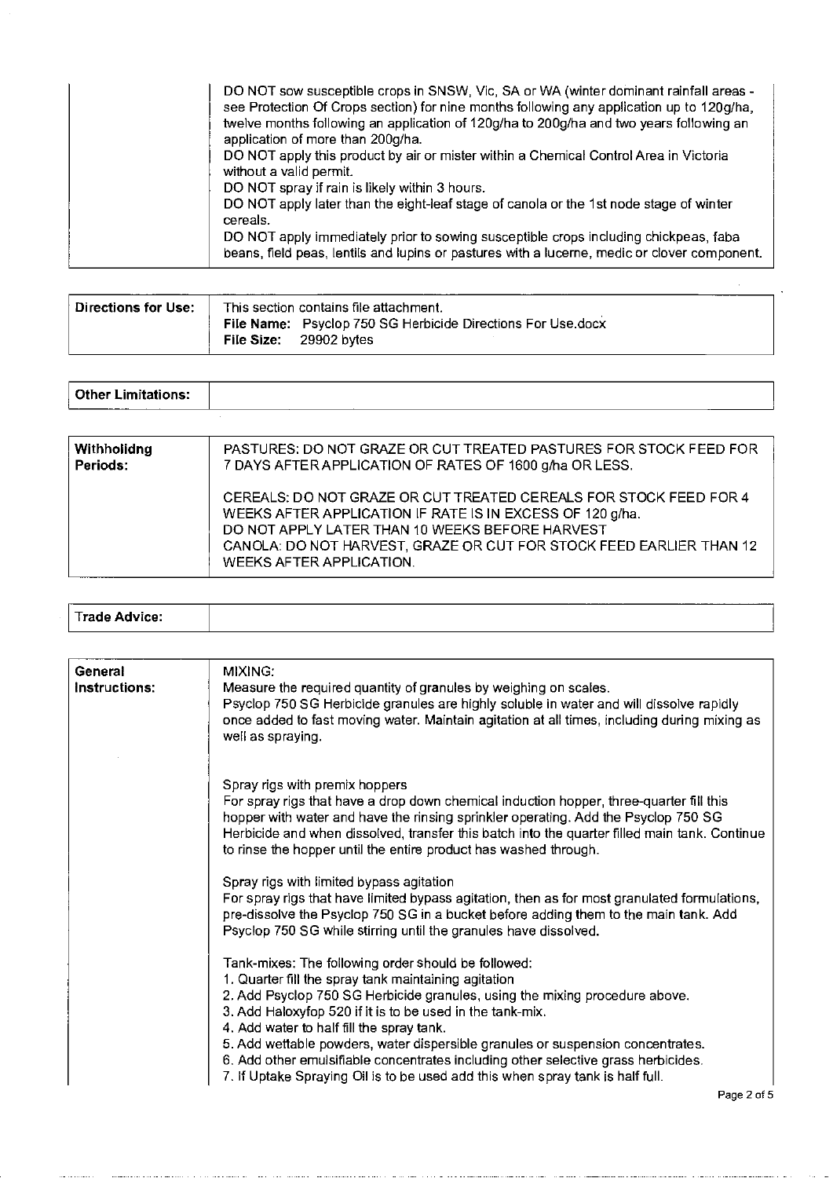| | |
|---|---|
| | DO NOT sow susceptible crops in SNSW, Vic, SA or WA (winter dominant rainfall areas - see Protection Of Crops section) for nine months following any application up to 120g/ha, twelve months following an application of 120g/ha to 200g/ha and two years following an application of more than 200g/ha.<br>DO NOT apply this product by air or mister within a Chemical Control Area in Victoria without a valid permit.<br>DO NOT spray if rain is likely within 3 hours.<br>DO NOT apply later than the eight-leaf stage of canola or the 1st node stage of winter cereals.<br>DO NOT apply immediately prior to sowing susceptible crops including chickpeas, faba beans, field peas, lentils and lupins or pastures with a lucerne, medic or clover component. |

| | |
|---|---|
| **Directions for Use:** | This section contains file attachment.<br>**File Name:** Psyclop 750 SG Herbicide Directions For Use.docx<br>**File Size:** 29902 bytes |

| | |
|---|---|
| **Other Limitations:** | |

| | |
|---|---|
| **Withholidng Periods:** | PASTURES: DO NOT GRAZE OR CUT TREATED PASTURES FOR STOCK FEED FOR 7 DAYS AFTER APPLICATION OF RATES OF 1600 g/ha OR LESS.<br><br>CEREALS: DO NOT GRAZE OR CUT TREATED CEREALS FOR STOCK FEED FOR 4 WEEKS AFTER APPLICATION IF RATE IS IN EXCESS OF 120 g/ha.<br>DO NOT APPLY LATER THAN 10 WEEKS BEFORE HARVEST<br>CANOLA: DO NOT HARVEST, GRAZE OR CUT FOR STOCK FEED EARLIER THAN 12 WEEKS AFTER APPLICATION. |

| | |
|---|---|
| **Trade Advice:** | |

| | |
|---|---|
| **General Instructions:** | MIXING:<br>Measure the required quantity of granules by weighing on scales.<br>Psyclop 750 SG Herbicide granules are highly soluble in water and will dissolve rapidly once added to fast moving water. Maintain agitation at all times, including during mixing as well as spraying.<br><br>Spray rigs with premix hoppers<br>For spray rigs that have a drop down chemical induction hopper, three-quarter fill this hopper with water and have the rinsing sprinkler operating. Add the Psyclop 750 SG Herbicide and when dissolved, transfer this batch into the quarter filled main tank. Continue to rinse the hopper until the entire product has washed through.<br><br>Spray rigs with limited bypass agitation<br>For spray rigs that have limited bypass agitation, then as for most granulated formulations, pre-dissolve the Psyclop 750 SG in a bucket before adding them to the main tank. Add Psyclop 750 SG while stirring until the granules have dissolved.<br><br>Tank-mixes: The following order should be followed:<br>1. Quarter fill the spray tank maintaining agitation<br>2. Add Psyclop 750 SG Herbicide granules, using the mixing procedure above.<br>3. Add Haloxyfop 520 if it is to be used in the tank-mix.<br>4. Add water to half fill the spray tank.<br>5. Add wettable powders, water dispersible granules or suspension concentrates.<br>6. Add other emulsifiable concentrates including other selective grass herbicides.<br>7. If Uptake Spraying Oil is to be used add this when spray tank is half full. |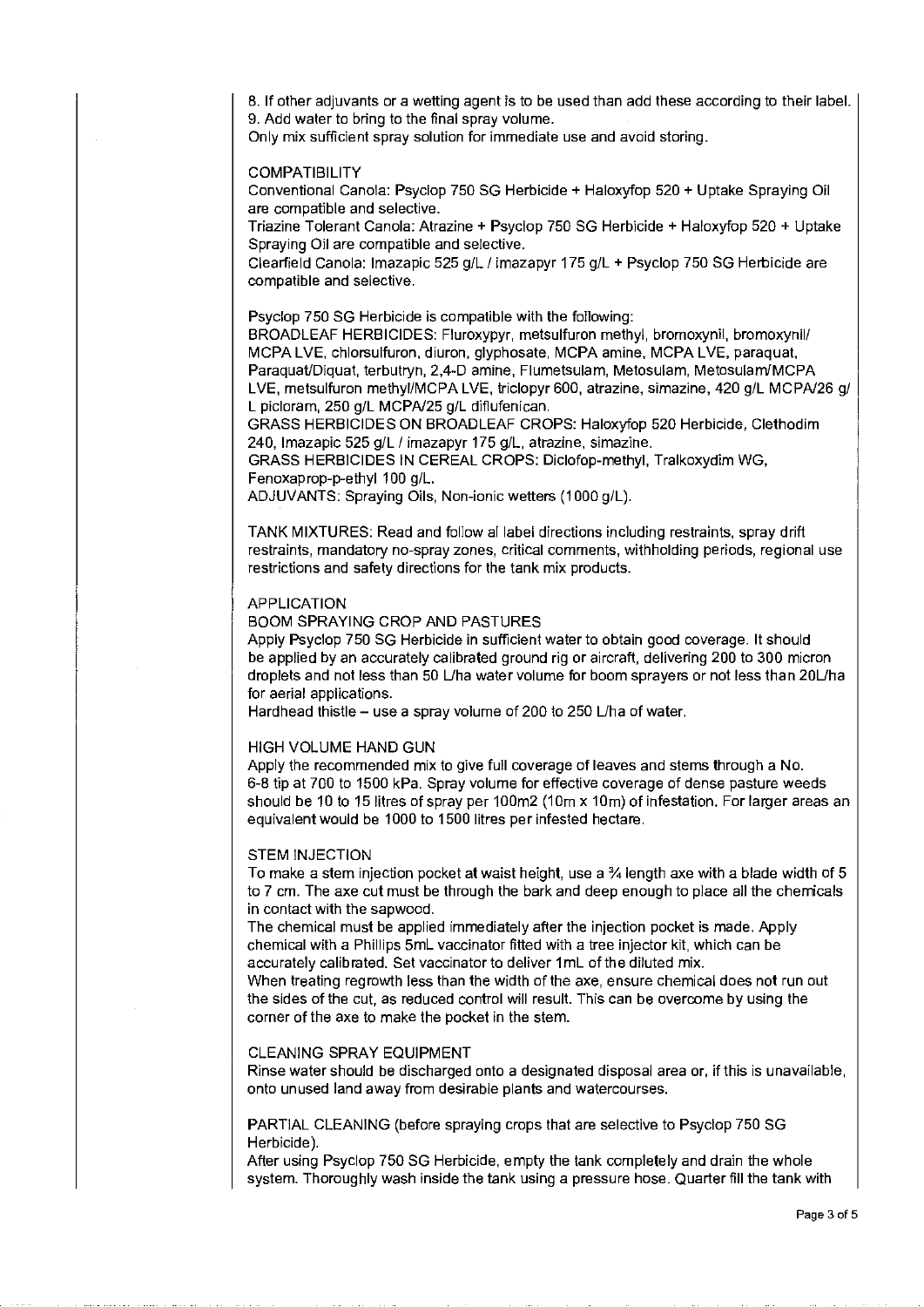8. If other adjuvants or a wetting agent is to be used than add these according to their label.
9. Add water to bring to the final spray volume.

Only mix sufficient spray solution for immediate use and avoid storing.

## COMPATIBILITY

Conventional Canola: Psyclop 750 SG Herbicide + Haloxyfop 520 + Uptake Spraying Oil are compatible and selective.

Triazine Tolerant Canola: Atrazine + Psyclop 750 SG Herbicide + Haloxyfop 520 + Uptake Spraying Oil are compatible and selective.

Clearfield Canola: Imazapic 525 g/L / imazapyr 175 g/L + Psyclop 750 SG Herbicide are compatible and selective.

Psyclop 750 SG Herbicide is compatible with the following:

BROADLEAF HERBICIDES: Fluroxypyr, metsulfuron methyl, bromoxynil, bromoxynil/ MCPA LVE, chlorsulfuron, diuron, glyphosate, MCPA amine, MCPA LVE, paraquat, Paraquat/Diquat, terbutryn, 2,4-D amine, Flumetsulam, Metosulam, Metosulam/MCPA LVE, metsulfuron methyl/MCPA LVE, triclopyr 600, atrazine, simazine, 420 g/L MCPA/26 g/ L picloram, 250 g/L MCPA/25 g/L diflufenican.

GRASS HERBICIDES ON BROADLEAF CROPS: Haloxyfop 520 Herbicide, Clethodim 240, Imazapic 525 g/L / imazapyr 175 g/L, atrazine, simazine.

GRASS HERBICIDES IN CEREAL CROPS: Diclofop-methyl, Tralkoxydim WG, Fenoxaprop-p-ethyl 100 g/L.

ADJUVANTS: Spraying Oils, Non-ionic wetters (1000 g/L).

TANK MIXTURES: Read and follow al label directions including restraints, spray drift restraints, mandatory no-spray zones, critical comments, withholding periods, regional use restrictions and safety directions for the tank mix products.

## APPLICATION

### BOOM SPRAYING CROP AND PASTURES

Apply Psyclop 750 SG Herbicide in sufficient water to obtain good coverage. It should be applied by an accurately calibrated ground rig or aircraft, delivering 200 to 300 micron droplets and not less than 50 L/ha water volume for boom sprayers or not less than 20L/ha for aerial applications.

Hardhead thistle – use a spray volume of 200 to 250 L/ha of water.

### HIGH VOLUME HAND GUN

Apply the recommended mix to give full coverage of leaves and stems through a No. 6-8 tip at 700 to 1500 kPa. Spray volume for effective coverage of dense pasture weeds should be 10 to 15 litres of spray per 100m2 (10m x 10m) of infestation. For larger areas an equivalent would be 1000 to 1500 litres per infested hectare.

### STEM INJECTION

To make a stem injection pocket at waist height, use a ¾ length axe with a blade width of 5 to 7 cm. The axe cut must be through the bark and deep enough to place all the chemicals in contact with the sapwood.

The chemical must be applied immediately after the injection pocket is made. Apply chemical with a Phillips 5mL vaccinator fitted with a tree injector kit, which can be accurately calibrated. Set vaccinator to deliver 1mL of the diluted mix.

When treating regrowth less than the width of the axe, ensure chemical does not run out the sides of the cut, as reduced control will result. This can be overcome by using the corner of the axe to make the pocket in the stem.

## CLEANING SPRAY EQUIPMENT

Rinse water should be discharged onto a designated disposal area or, if this is unavailable, onto unused land away from desirable plants and watercourses.

PARTIAL CLEANING (before spraying crops that are selective to Psyclop 750 SG Herbicide).

After using Psyclop 750 SG Herbicide, empty the tank completely and drain the whole system. Thoroughly wash inside the tank using a pressure hose. Quarter fill the tank with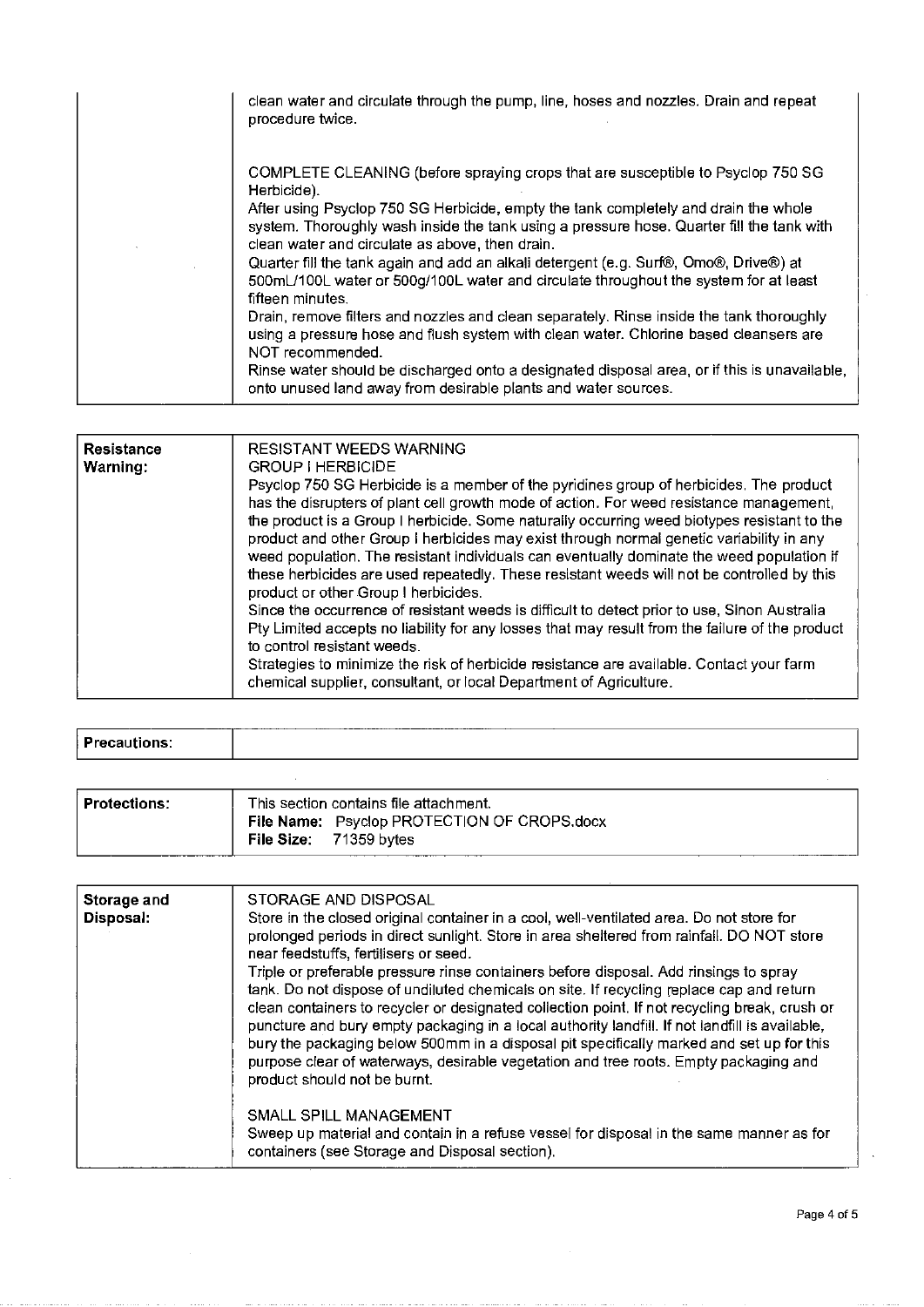| | |
|---|---|
| | clean water and circulate through the pump, line, hoses and nozzles. Drain and repeat procedure twice.<br><br>COMPLETE CLEANING (before spraying crops that are susceptible to Psyclop 750 SG Herbicide).<br>After using Psyclop 750 SG Herbicide, empty the tank completely and drain the whole system. Thoroughly wash inside the tank using a pressure hose. Quarter fill the tank with clean water and circulate as above, then drain.<br>Quarter fill the tank again and add an alkali detergent (e.g. Surf®, Omo®, Drive®) at 500mL/100L water or 500g/100L water and circulate throughout the system for at least fifteen minutes.<br>Drain, remove filters and nozzles and clean separately. Rinse inside the tank thoroughly using a pressure hose and flush system with clean water. Chlorine based cleansers are NOT recommended.<br>Rinse water should be discharged onto a designated disposal area, or if this is unavailable, onto unused land away from desirable plants and water sources. |

| | |
|---|---|
| **Resistance Warning:** | RESISTANT WEEDS WARNING<br>GROUP I HERBICIDE<br>Psyclop 750 SG Herbicide is a member of the pyridines group of herbicides. The product has the disrupters of plant cell growth mode of action. For weed resistance management, the product is a Group I herbicide. Some naturally occurring weed biotypes resistant to the product and other Group I herbicides may exist through normal genetic variability in any weed population. The resistant individuals can eventually dominate the weed population if these herbicides are used repeatedly. These resistant weeds will not be controlled by this product or other Group I herbicides.<br>Since the occurrence of resistant weeds is difficult to detect prior to use, Sinon Australia Pty Limited accepts no liability for any losses that may result from the failure of the product to control resistant weeds.<br>Strategies to minimize the risk of herbicide resistance are available. Contact your farm chemical supplier, consultant, or local Department of Agriculture. |

| | |
|---|---|
| **Precautions:** | |

| | |
|---|---|
| **Protections:** | This section contains file attachment.<br>**File Name:** Psyclop PROTECTION OF CROPS.docx<br>**File Size:** 71359 bytes |

| | |
|---|---|
| **Storage and Disposal:** | STORAGE AND DISPOSAL<br>Store in the closed original container in a cool, well-ventilated area. Do not store for prolonged periods in direct sunlight. Store in area sheltered from rainfall. DO NOT store near feedstuffs, fertilisers or seed.<br>Triple or preferable pressure rinse containers before disposal. Add rinsings to spray tank. Do not dispose of undiluted chemicals on site. If recycling replace cap and return clean containers to recycler or designated collection point. If not recycling break, crush or puncture and bury empty packaging in a local authority landfill. If not landfill is available, bury the packaging below 500mm in a disposal pit specifically marked and set up for this purpose clear of waterways, desirable vegetation and tree roots. Empty packaging and product should not be burnt.<br><br>SMALL SPILL MANAGEMENT<br>Sweep up material and contain in a refuse vessel for disposal in the same manner as for containers (see Storage and Disposal section). |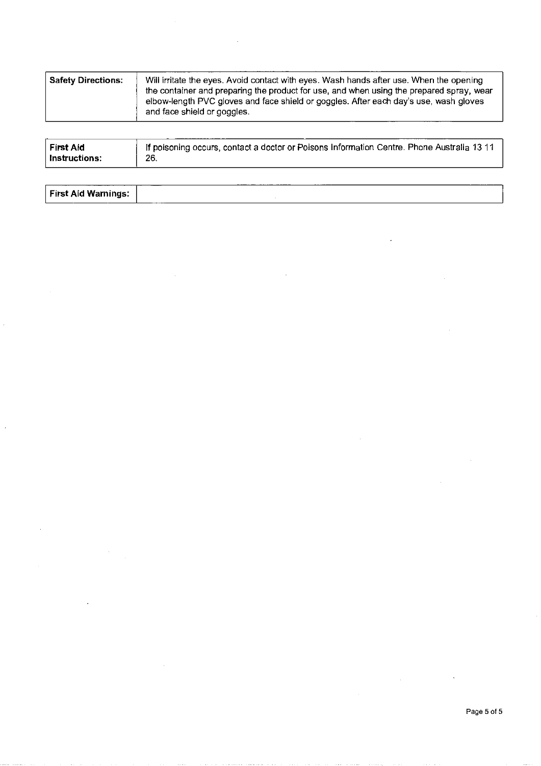| Safety Directions: | Will irritate the eyes. Avoid contact with eyes. Wash hands after use. When the opening the container and preparing the product for use, and when using the prepared spray, wear elbow-length PVC gloves and face shield or goggles. After each day's use, wash gloves and face shield or goggles. |
| --- | --- |

| First Aid Instructions: | If poisoning occurs, contact a doctor or Poisons Information Centre. Phone Australia 13 11 26. |
| --- | --- |

| First Aid Warnings: | |
| --- | --- |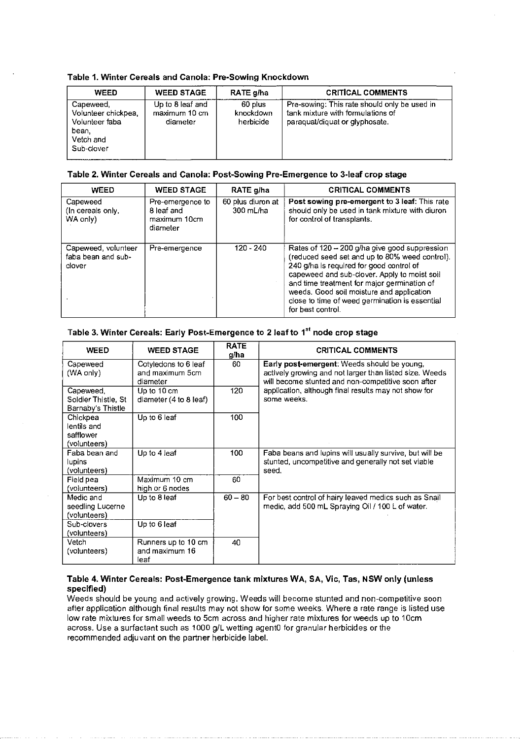**Table 1. Winter Cereals and Canola: Pre-Sowing Knockdown**

| WEED | WEED STAGE | RATE g/ha | CRITICAL COMMENTS |
|---|---|---|---|
| Capeweed, Volunteer chickpea, Volunteer faba bean, Vetch and Sub-clover | Up to 8 leaf and maximum 10 cm diameter | 60 plus knockdown herbicide | Pre-sowing: This rate should only be used in tank mixture with formulations of paraquat/diquat or glyphosate. |

**Table 2. Winter Cereals and Canola: Post-Sowing Pre-Emergence to 3-leaf crop stage**

| WEED | WEED STAGE | RATE g/ha | CRITICAL COMMENTS |
|---|---|---|---|
| Capeweed (In cereals only, WA only) | Pre-emergence to 8 leaf and maximum 10cm diameter | 60 plus diuron at 300 mL/ha | **Post sowing pre-emergent to 3 leaf:** This rate should only be used in tank mixture with diuron for control of transplants. |
| Capeweed, volunteer faba bean and sub-clover | Pre-emergence | 120 - 240 | Rates of 120 – 200 g/ha give good suppression (reduced seed set and up to 80% weed control). 240 g/ha is required for good control of capeweed and sub-clover. Apply to moist soil and time treatment for major germination of weeds. Good soil moisture and application close to time of weed germination is essential for best control. |

**Table 3. Winter Cereals: Early Post-Emergence to 2 leaf to 1st node crop stage**

| WEED | WEED STAGE | RATE g/ha | CRITICAL COMMENTS |
|---|---|---|---|
| Capeweed (WA only) | Cotyledons to 6 leaf and maximum 5cm diameter | 60 | **Early post-emergent:** Weeds should be young, actively growing and not larger than listed size. Weeds will become stunted and non-competitive soon after application, although final results may not show for some weeks. |
| Capeweed, Soldier Thistle, St Barnaby's Thistle | Up to 10 cm diameter (4 to 8 leaf) | 120 | |
| Chickpea lentils and safflower (volunteers) | Up to 6 leaf | 100 | |
| Faba bean and lupins (volunteers) | Up to 4 leaf | 100 | Faba beans and lupins will usually survive, but will be stunted, uncompetitive and generally not set viable seed. |
| Field pea (volunteers) | Maximum 10 cm high or 6 nodes | 60 | |
| Medic and seedling Lucerne (volunteers) | Up to 8 leaf | 60 – 80 | For best control of hairy leaved medics such as Snail medic, add 500 mL Spraying Oil / 100 L of water. |
| Sub-clovers (volunteers) | Up to 6 leaf | | |
| Vetch (volunteers) | Runners up to 10 cm and maximum 16 leaf | 40 | |

**Table 4. Winter Cereals: Post-Emergence tank mixtures WA, SA, Vic, Tas, NSW only (unless specified)**

Weeds should be young and actively growing. Weeds will become stunted and non-competitive soon after application although final results may not show for some weeks. Where a rate range is listed use low rate mixtures for small weeds to 5cm across and higher rate mixtures for weeds up to 10cm across. Use a surfactant such as 1000 g/L wetting agent0 for granular herbicides or the recommended adjuvant on the partner herbicide label.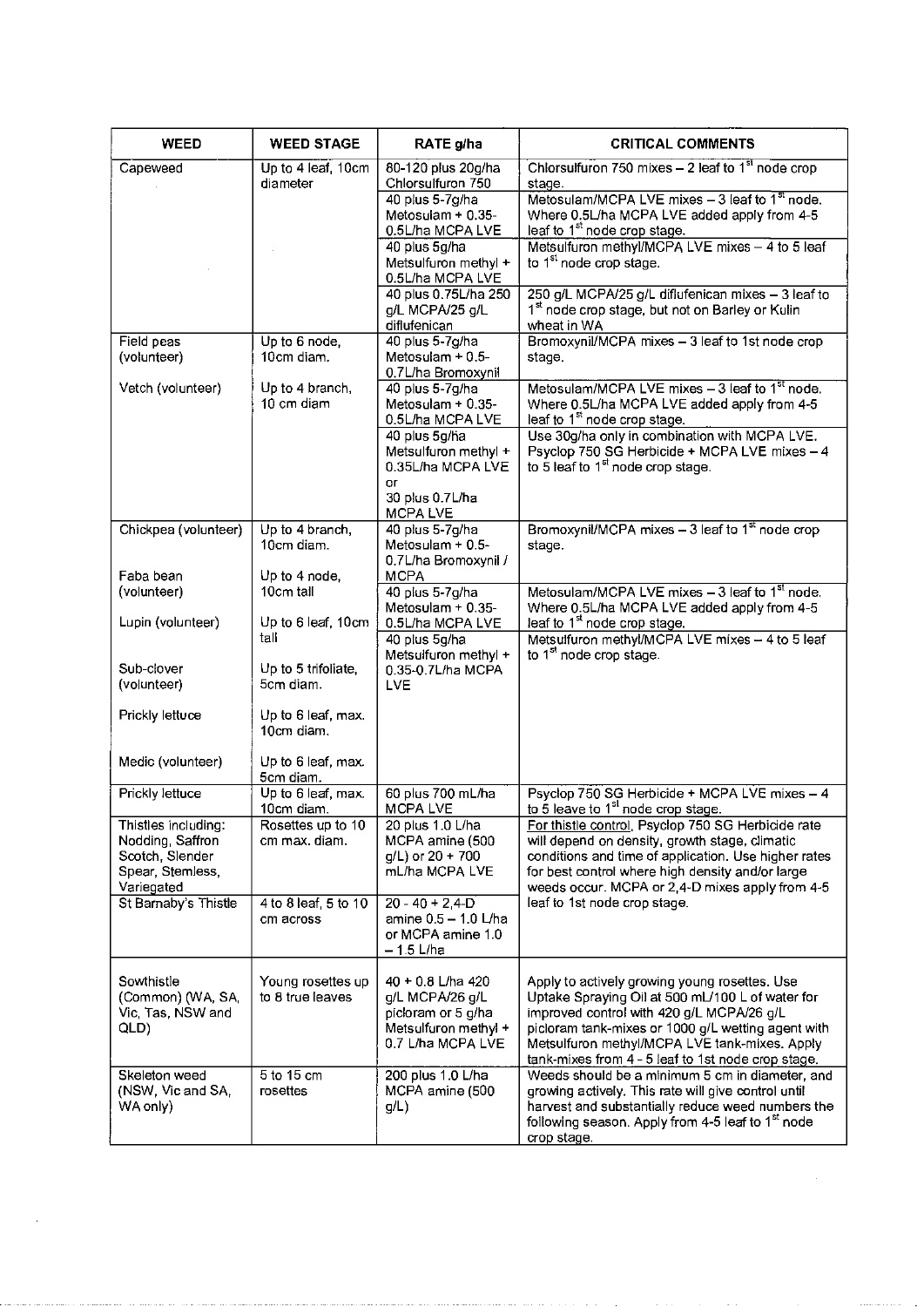| WEED | WEED STAGE | RATE g/ha | CRITICAL COMMENTS |
|---|---|---|---|
| Capeweed | Up to 4 leaf, 10cm diameter | 80-120 plus 20g/ha Chlorsulfuron 750 | Chlorsulfuron 750 mixes – 2 leaf to 1st node crop stage. |
| | | 40 plus 5-7g/ha Metosulam + 0.35-0.5L/ha MCPA LVE | Metosulam/MCPA LVE mixes – 3 leaf to 1st node. Where 0.5L/ha MCPA LVE added apply from 4-5 leaf to 1st node crop stage. |
| | | 40 plus 5g/ha Metsulfuron methyl + 0.5L/ha MCPA LVE | Metsulfuron methyl/MCPA LVE mixes – 4 to 5 leaf to 1st node crop stage. |
| | | 40 plus 0.75L/ha 250 g/L MCPA/25 g/L diflufenican | 250 g/L MCPA/25 g/L diflufenican mixes – 3 leaf to 1st node crop stage, but not on Barley or Kulin wheat in WA |
| Field peas (volunteer) | Up to 6 node, 10cm diam. | 40 plus 5-7g/ha Metosulam + 0.5-0.7L/ha Bromoxynil | Bromoxynil/MCPA mixes – 3 leaf to 1st node crop stage. |
| Vetch (volunteer) | Up to 4 branch, 10 cm diam | 40 plus 5-7g/ha Metosulam + 0.35-0.5L/ha MCPA LVE | Metosulam/MCPA LVE mixes – 3 leaf to 1st node. Where 0.5L/ha MCPA LVE added apply from 4-5 leaf to 1st node crop stage. |
| | | 40 plus 5g/ha Metsulfuron methyl + 0.35L/ha MCPA LVE or 30 plus 0.7L/ha MCPA LVE | Use 30g/ha only in combination with MCPA LVE. Psyclop 750 SG Herbicide + MCPA LVE mixes – 4 to 5 leaf to 1st node crop stage. |
| Chickpea (volunteer) | Up to 4 branch, 10cm diam. | 40 plus 5-7g/ha Metosulam + 0.5-0.7L/ha Bromoxynil / MCPA | Bromoxynil/MCPA mixes – 3 leaf to 1st node crop stage. |
| Faba bean (volunteer)<br>Lupin (volunteer)<br>Sub-clover (volunteer)<br>Prickly lettuce<br>Medic (volunteer) | Up to 4 node, 10cm tall<br>Up to 6 leaf, 10cm tall<br>Up to 5 trifoliate, 5cm diam.<br>Up to 6 leaf, max. 10cm diam.<br>Up to 6 leaf, max. 5cm diam. | 40 plus 5-7g/ha Metosulam + 0.35-0.5L/ha MCPA LVE | Metosulam/MCPA LVE mixes – 3 leaf to 1st node. Where 0.5L/ha MCPA LVE added apply from 4-5 leaf to 1st node crop stage. |
| | | 40 plus 5g/ha Metsulfuron methyl + 0.35-0.7L/ha MCPA LVE | Metsulfuron methyl/MCPA LVE mixes – 4 to 5 leaf to 1st node crop stage. |
| Prickly lettuce | Up to 6 leaf, max. 10cm diam. | 60 plus 700 mL/ha MCPA LVE | Psyclop 750 SG Herbicide + MCPA LVE mixes – 4 to 5 leave to 1st node crop stage. |
| Thistles including: Nodding, Saffron Scotch, Slender Spear, Stemless, Variegated | Rosettes up to 10 cm max. diam. | 20 plus 1.0 L/ha MCPA amine (500 g/L) or 20 + 700 mL/ha MCPA LVE | For thistle control, Psyclop 750 SG Herbicide rate will depend on density, growth stage, climatic conditions and time of application. Use higher rates for best control where high density and/or large weeds occur. MCPA or 2,4-D mixes apply from 4-5 leaf to 1st node crop stage. |
| St Barnaby's Thistle | 4 to 8 leaf, 5 to 10 cm across | 20 - 40 + 2,4-D amine 0.5 – 1.0 L/ha or MCPA amine 1.0 – 1.5 L/ha | |
| Sowthistle (Common) (WA, SA, Vic, Tas, NSW and QLD) | Young rosettes up to 8 true leaves | 40 + 0.8 L/ha 420 g/L MCPA/26 g/L picloram or 5 g/ha Metsulfuron methyl + 0.7 L/ha MCPA LVE | Apply to actively growing young rosettes. Use Uptake Spraying Oil at 500 mL/100 L of water for improved control with 420 g/L MCPA/26 g/L picloram tank-mixes or 1000 g/L wetting agent with Metsulfuron methyl/MCPA LVE tank-mixes. Apply tank-mixes from 4 - 5 leaf to 1st node crop stage. |
| Skeleton weed (NSW, Vic and SA, WA only) | 5 to 15 cm rosettes | 200 plus 1.0 L/ha MCPA amine (500 g/L) | Weeds should be a minimum 5 cm in diameter, and growing actively. This rate will give control until harvest and substantially reduce weed numbers the following season. Apply from 4-5 leaf to 1st node crop stage. |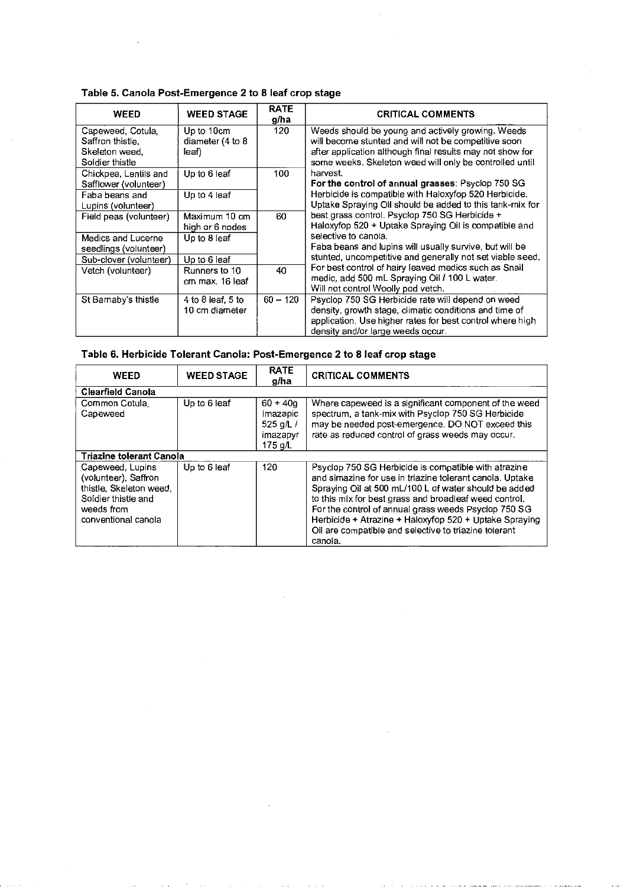**Table 5. Canola Post-Emergence 2 to 8 leaf crop stage**

| WEED | WEED STAGE | RATE g/ha | CRITICAL COMMENTS |
|---|---|---|---|
| Capeweed, Cotula, Saffron thistle, Skeleton weed, Soldier thistle | Up to 10cm diameter (4 to 8 leaf) | 120 | Weeds should be young and actively growing. Weeds will become stunted and will not be competitive soon after application although final results may not show for some weeks. Skeleton weed will only be controlled until harvest. **For the control of annual grasses**: Psyclop 750 SG Herbicide is compatible with Haloxyfop 520 Herbicide. Uptake Spraying Oil should be added to this tank-mix for best grass control. Psyclop 750 SG Herbicide + Haloxyfop 520 + Uptake Spraying Oil is compatible and selective to canola. Faba beans and lupins will usually survive, but will be stunted, uncompetitive and generally not set viable seed. For best control of hairy leaved medics such as Snail medic, add 500 mL Spraying Oil / 100 L water. Will not control Woolly pod vetch. |
| Chickpea, Lentils and Safflower (volunteer) | Up to 6 leaf | 100 | |
| Faba beans and Lupins (volunteer) | Up to 4 leaf | | |
| Field peas (volunteer) | Maximum 10 cm high or 6 nodes | 60 | |
| Medics and Lucerne seedlings (volunteer) | Up to 8 leaf | | |
| Sub-clover (volunteer) | Up to 6 leaf | | |
| Vetch (volunteer) | Runners to 10 cm max. 16 leaf | 40 | |
| St Barnaby's thistle | 4 to 8 leaf, 5 to 10 cm diameter | 60 – 120 | Psyclop 750 SG Herbicide rate will depend on weed density, growth stage, climatic conditions and time of application. Use higher rates for best control where high density and/or large weeds occur. |

**Table 6. Herbicide Tolerant Canola: Post-Emergence 2 to 8 leaf crop stage**

| WEED | WEED STAGE | RATE g/ha | CRITICAL COMMENTS |
|---|---|---|---|
| **Clearfield Canola** | | | |
| Common Cotula, Capeweed | Up to 6 leaf | 60 + 40g Imazapic 525 g/L / imazapyr 175 g/L | Where capeweed is a significant component of the weed spectrum, a tank-mix with Psyclop 750 SG Herbicide may be needed post-emergence. DO NOT exceed this rate as reduced control of grass weeds may occur. |
| **Triazine tolerant Canola** | | | |
| Capeweed, Lupins (volunteer), Saffron thistle, Skeleton weed, Soldier thistle and weeds from conventional canola | Up to 6 leaf | 120 | Psyclop 750 SG Herbicide is compatible with atrazine and simazine for use in triazine tolerant canola. Uptake Spraying Oil at 500 mL/100 L of water should be added to this mix for best grass and broadleaf weed control. For the control of annual grass weeds Psyclop 750 SG Herbicide + Atrazine + Haloxyfop 520 + Uptake Spraying Oil are compatible and selective to triazine tolerant canola. |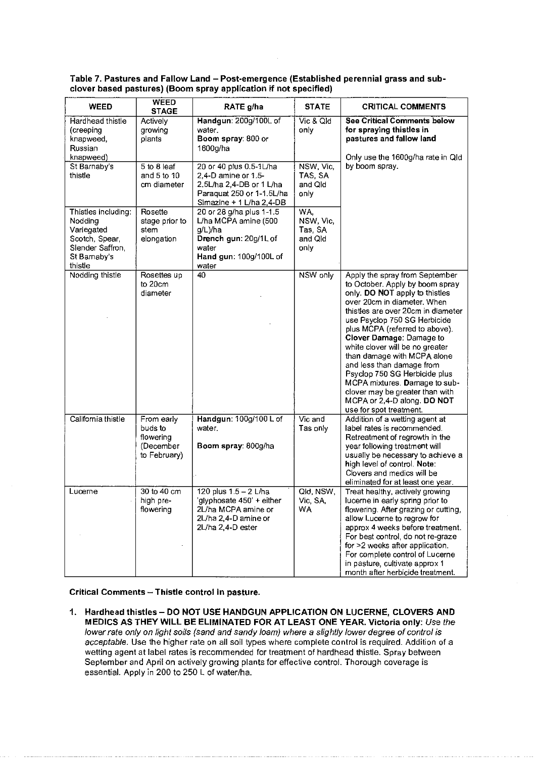**Table 7. Pastures and Fallow Land – Post-emergence (Established perennial grass and sub-clover based pastures) (Boom spray application if not specified)**

| WEED | WEED STAGE | RATE g/ha | STATE | CRITICAL COMMENTS |
|---|---|---|---|---|
| Hardhead thistle (creeping knapweed, Russian knapweed) | Actively growing plants | **Handgun**: 200g/100L of water. **Boom spray**: 800 or 1600g/ha | Vic & Qld only | **See Critical Comments below for spraying thistles in pastures and fallow land** Only use the 1600g/ha rate in Qld by boom spray. |
| St Barnaby's thistle | 5 to 8 leaf and 5 to 10 cm diameter | 20 or 40 plus 0.5-1L/ha 2,4-D amine or 1.5-2.5L/ha 2,4-DB or 1 L/ha Paraquat 250 or 1-1.5L/ha Simazine + 1 L/ha 2,4-DB | NSW, Vic, TAS, SA and Qld only | |
| Thistles including: Nodding Variegated Scotch, Spear, Slender Saffron, St Barnaby's thistle | Rosette stage prior to stem elongation | 20 or 28 g/ha plus 1-1.5 L/ha MCPA amine (500 g/L)/ha **Drench gun**: 20g/1L of water **Hand gun**: 100g/100L of water | WA, NSW, Vic, Tas, SA and Qld only | |
| Nodding thistle | Rosettes up to 20cm diameter | 40 | NSW only | Apply the spray from September to October. Apply by boom spray only. **DO NOT** apply to thistles over 20cm in diameter. When thistles are over 20cm in diameter use Psyclop 750 SG Herbicide plus MCPA (referred to above). **Clover Damage**: Damage to white clover will be no greater than damage with MCPA alone and less than damage from Psyclop 750 SG Herbicide plus MCPA mixtures. **Damage** to sub-clover may be greater than with MCPA or 2,4-D along. **DO NOT** use for spot treatment. |
| California thistle | From early buds to flowering (December to February) | **Handgun**: 100g/100 L of water. **Boom spray**: 800g/ha | Vic and Tas only | Addition of a wetting agent at label rates is recommended. Retreatment of regrowth in the year following treatment will usually be necessary to achieve a high level of control. **Note**: Clovers and medics will be eliminated for at least one year. |
| Lucerne | 30 to 40 cm high pre-flowering | 120 plus 1.5 – 2 L/ha 'glyphosate 450' + either 2L/ha MCPA amine or 2L/ha 2,4-D amine or 2L/ha 2,4-D ester | Qld, NSW, Vic, SA, WA | Treat healthy, actively growing lucerne in early spring prior to flowering. After grazing or cutting, allow Lucerne to regrow for approx 4 weeks before treatment. For best control, do not re-graze for >2 weeks after application. For complete control of Lucerne in pasture, cultivate approx 1 month after herbicide treatment. |

**Critical Comments – Thistle control in pasture.**

1. **Hardhead thistles – DO NOT USE HANDGUN APPLICATION ON LUCERNE, CLOVERS AND MEDICS AS THEY WILL BE ELIMINATED FOR AT LEAST ONE YEAR. Victoria only:** *Use the lower rate only on light soils (sand and sandy loam) where a slightly lower degree of control is acceptable.* Use the higher rate on all soil types where complete control is required. Addition of a wetting agent at label rates is recommended for treatment of hardhead thistle. Spray between September and April on actively growing plants for effective control. Thorough coverage is essential. Apply in 200 to 250 L of water/ha.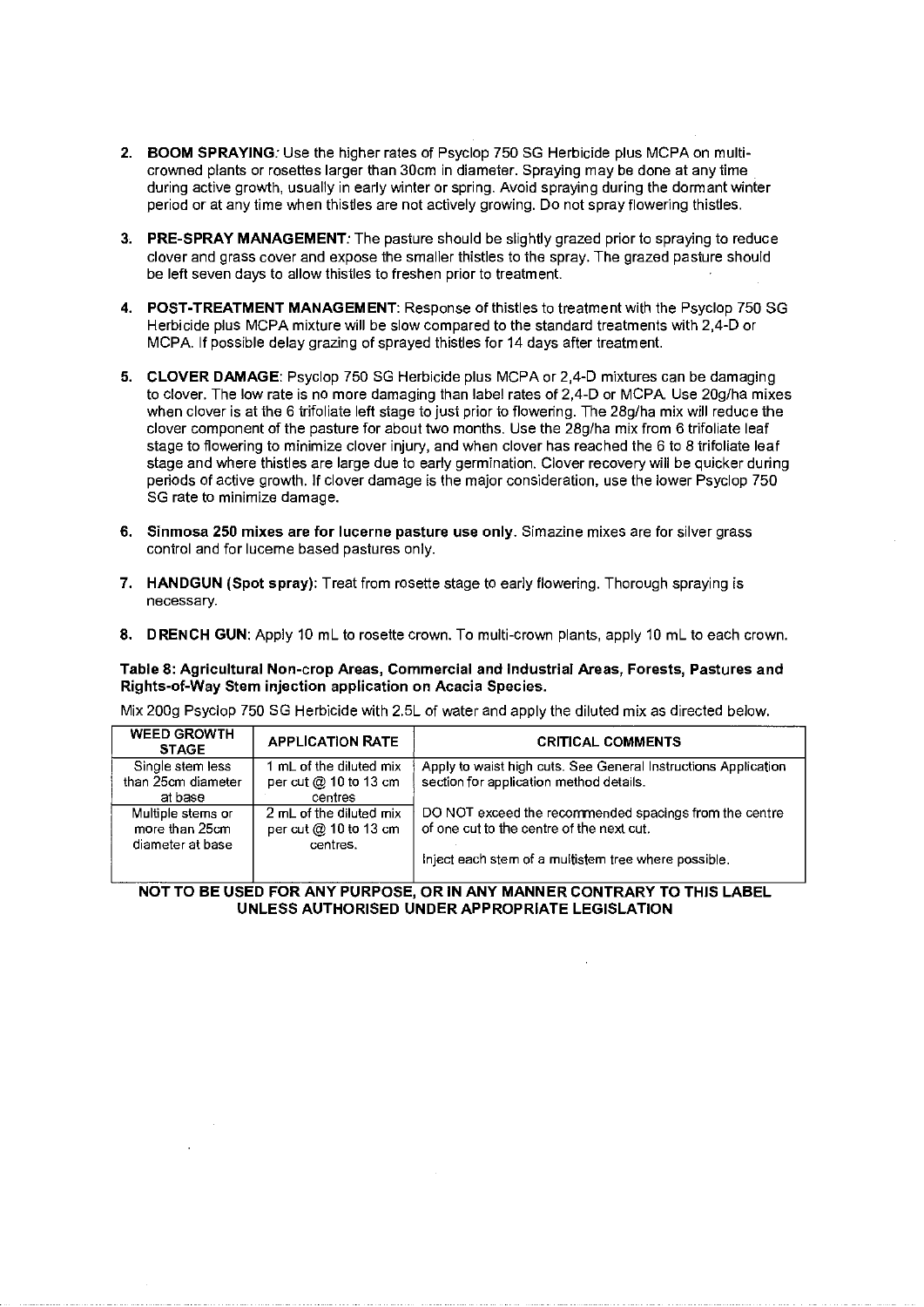2. **BOOM SPRAYING**: Use the higher rates of Psyclop 750 SG Herbicide plus MCPA on multi-crowned plants or rosettes larger than 30cm in diameter. Spraying may be done at any time during active growth, usually in early winter or spring. Avoid spraying during the dormant winter period or at any time when thistles are not actively growing. Do not spray flowering thistles.

3. **PRE-SPRAY MANAGEMENT**: The pasture should be slightly grazed prior to spraying to reduce clover and grass cover and expose the smaller thistles to the spray. The grazed pasture should be left seven days to allow thistles to freshen prior to treatment.

4. **POST-TREATMENT MANAGEMENT**: Response of thistles to treatment with the Psyclop 750 SG Herbicide plus MCPA mixture will be slow compared to the standard treatments with 2,4-D or MCPA. If possible delay grazing of sprayed thistles for 14 days after treatment.

5. **CLOVER DAMAGE**: Psyclop 750 SG Herbicide plus MCPA or 2,4-D mixtures can be damaging to clover. The low rate is no more damaging than label rates of 2,4-D or MCPA. Use 20g/ha mixes when clover is at the 6 trifoliate left stage to just prior to flowering. The 28g/ha mix will reduce the clover component of the pasture for about two months. Use the 28g/ha mix from 6 trifoliate leaf stage to flowering to minimize clover injury, and when clover has reached the 6 to 8 trifoliate leaf stage and where thistles are large due to early germination. Clover recovery will be quicker during periods of active growth. If clover damage is the major consideration, use the lower Psyclop 750 SG rate to minimize damage.

6. **Sinmosa 250 mixes are for lucerne pasture use only**. Simazine mixes are for silver grass control and for lucerne based pastures only.

7. **HANDGUN (Spot spray)**: Treat from rosette stage to early flowering. Thorough spraying is necessary.

8. **DRENCH GUN**: Apply 10 mL to rosette crown. To multi-crown plants, apply 10 mL to each crown.

**Table 8: Agricultural Non-crop Areas, Commercial and Industrial Areas, Forests, Pastures and Rights-of-Way Stem injection application on Acacia Species.**

Mix 200g Psyclop 750 SG Herbicide with 2.5L of water and apply the diluted mix as directed below.

| WEED GROWTH STAGE | APPLICATION RATE | CRITICAL COMMENTS |
|---|---|---|
| Single stem less than 25cm diameter at base | 1 mL of the diluted mix per cut @ 10 to 13 cm centres | Apply to waist high cuts. See General Instructions Application section for application method details.<br><br>DO NOT exceed the recommended spacings from the centre of one cut to the centre of the next cut.<br><br>Inject each stem of a multistem tree where possible. |
| Multiple stems or more than 25cm diameter at base | 2 mL of the diluted mix per cut @ 10 to 13 cm centres. | |

**NOT TO BE USED FOR ANY PURPOSE, OR IN ANY MANNER CONTRARY TO THIS LABEL UNLESS AUTHORISED UNDER APPROPRIATE LEGISLATION**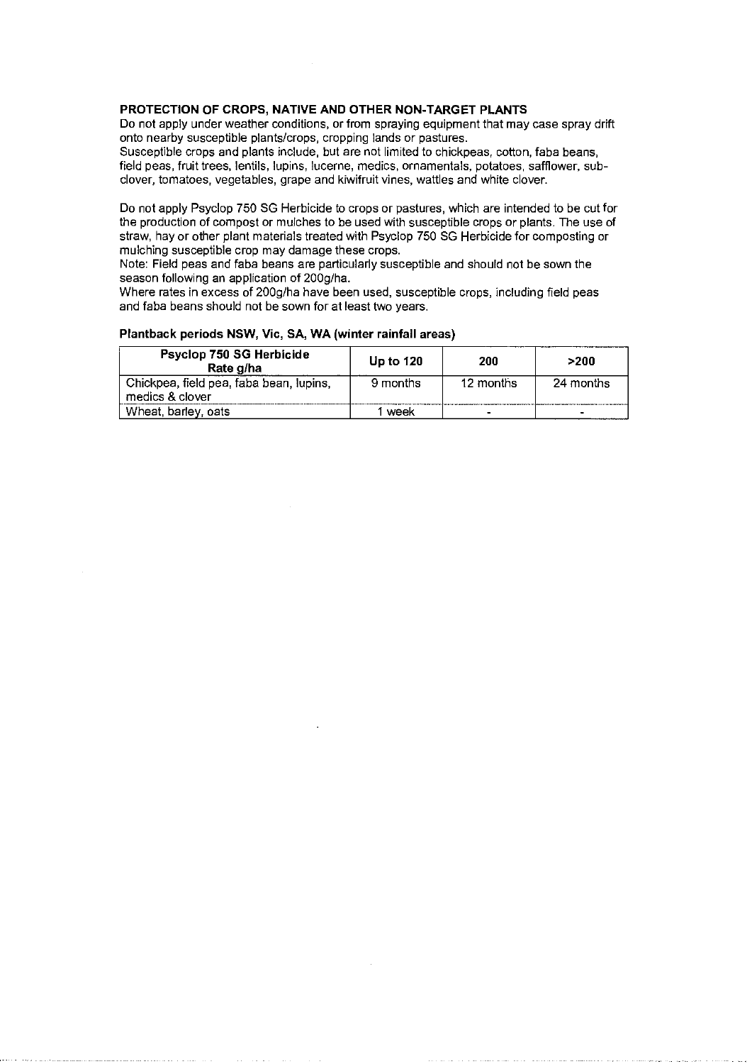**PROTECTION OF CROPS, NATIVE AND OTHER NON-TARGET PLANTS**

Do not apply under weather conditions, or from spraying equipment that may case spray drift onto nearby susceptible plants/crops, cropping lands or pastures.
Susceptible crops and plants include, but are not limited to chickpeas, cotton, faba beans, field peas, fruit trees, lentils, lupins, lucerne, medics, ornamentals, potatoes, safflower, sub-clover, tomatoes, vegetables, grape and kiwifruit vines, wattles and white clover.

Do not apply Psyclop 750 SG Herbicide to crops or pastures, which are intended to be cut for the production of compost or mulches to be used with susceptible crops or plants. The use of straw, hay or other plant materials treated with Psyclop 750 SG Herbicide for composting or mulching susceptible crop may damage these crops.
Note: Field peas and faba beans are particularly susceptible and should not be sown the season following an application of 200g/ha.
Where rates in excess of 200g/ha have been used, susceptible crops, including field peas and faba beans should not be sown for at least two years.

**Plantback periods NSW, Vic, SA, WA (winter rainfall areas)**

| Psyclop 750 SG Herbicide Rate g/ha | Up to 120 | 200 | >200 |
|---|---|---|---|
| Chickpea, field pea, faba bean, lupins, medics & clover | 9 months | 12 months | 24 months |
| Wheat, barley, oats | 1 week | - | - |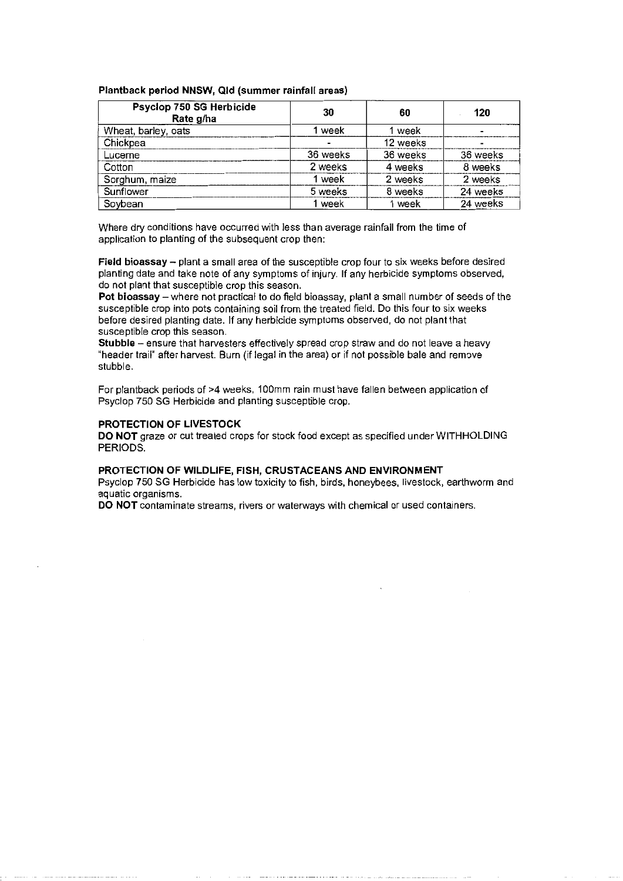**Plantback period NNSW, Qld (summer rainfall areas)**

| Psyclop 750 SG Herbicide Rate g/ha | 30 | 60 | 120 |
|---|---|---|---|
| Wheat, barley, oats | 1 week | 1 week | - |
| Chickpea | - | 12 weeks | - |
| Lucerne | 36 weeks | 36 weeks | 36 weeks |
| Cotton | 2 weeks | 4 weeks | 8 weeks |
| Sorghum, maize | 1 week | 2 weeks | 2 weeks |
| Sunflower | 5 weeks | 8 weeks | 24 weeks |
| Soybean | 1 week | 1 week | 24 weeks |

Where dry conditions have occurred with less than average rainfall from the time of application to planting of the subsequent crop then:

**Field bioassay** – plant a small area of the susceptible crop four to six weeks before desired planting date and take note of any symptoms of injury. If any herbicide symptoms observed, do not plant that susceptible crop this season.
**Pot bioassay** – where not practical to do field bioassay, plant a small number of seeds of the susceptible crop into pots containing soil from the treated field. Do this four to six weeks before desired planting date. If any herbicide symptoms observed, do not plant that susceptible crop this season.
**Stubble** – ensure that harvesters effectively spread crop straw and do not leave a heavy "header trail" after harvest. Burn (if legal in the area) or if not possible bale and remove stubble.

For plantback periods of >4 weeks, 100mm rain must have fallen between application of Psyclop 750 SG Herbicide and planting susceptible crop.

**PROTECTION OF LIVESTOCK**
**DO NOT** graze or cut treated crops for stock food except as specified under WITHHOLDING PERIODS.

**PROTECTION OF WILDLIFE, FISH, CRUSTACEANS AND ENVIRONMENT**
Psyclop 750 SG Herbicide has low toxicity to fish, birds, honeybees, livestock, earthworm and aquatic organisms.
**DO NOT** contaminate streams, rivers or waterways with chemical or used containers.